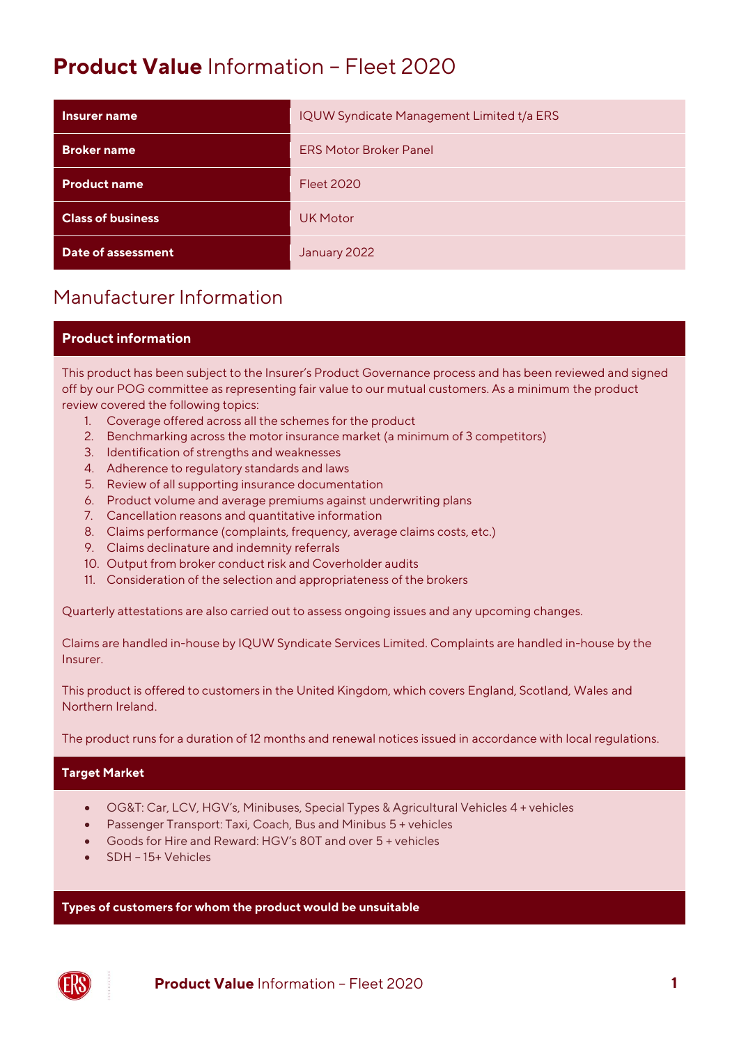# **Product Value** Information – Fleet 2020

| | |
|---|---|
| **Insurer name** | IQUW Syndicate Management Limited t/a ERS |
| **Broker name** | ERS Motor Broker Panel |
| **Product name** | Fleet 2020 |
| **Class of business** | UK Motor |
| **Date of assessment** | January 2022 |

## Manufacturer Information

### Product information

This product has been subject to the Insurer's Product Governance process and has been reviewed and signed off by our POG committee as representing fair value to our mutual customers. As a minimum the product review covered the following topics:

1. Coverage offered across all the schemes for the product
2. Benchmarking across the motor insurance market (a minimum of 3 competitors)
3. Identification of strengths and weaknesses
4. Adherence to regulatory standards and laws
5. Review of all supporting insurance documentation
6. Product volume and average premiums against underwriting plans
7. Cancellation reasons and quantitative information
8. Claims performance (complaints, frequency, average claims costs, etc.)
9. Claims declinature and indemnity referrals
10. Output from broker conduct risk and Coverholder audits
11. Consideration of the selection and appropriateness of the brokers

Quarterly attestations are also carried out to assess ongoing issues and any upcoming changes.

Claims are handled in-house by IQUW Syndicate Services Limited. Complaints are handled in-house by the Insurer.

This product is offered to customers in the United Kingdom, which covers England, Scotland, Wales and Northern Ireland.

The product runs for a duration of 12 months and renewal notices issued in accordance with local regulations.

### Target Market

- OG&T: Car, LCV, HGV's, Minibuses, Special Types & Agricultural Vehicles 4 + vehicles
- Passenger Transport: Taxi, Coach, Bus and Minibus 5 + vehicles
- Goods for Hire and Reward: HGV's 80T and over 5 + vehicles
- SDH – 15+ Vehicles

### Types of customers for whom the product would be unsuitable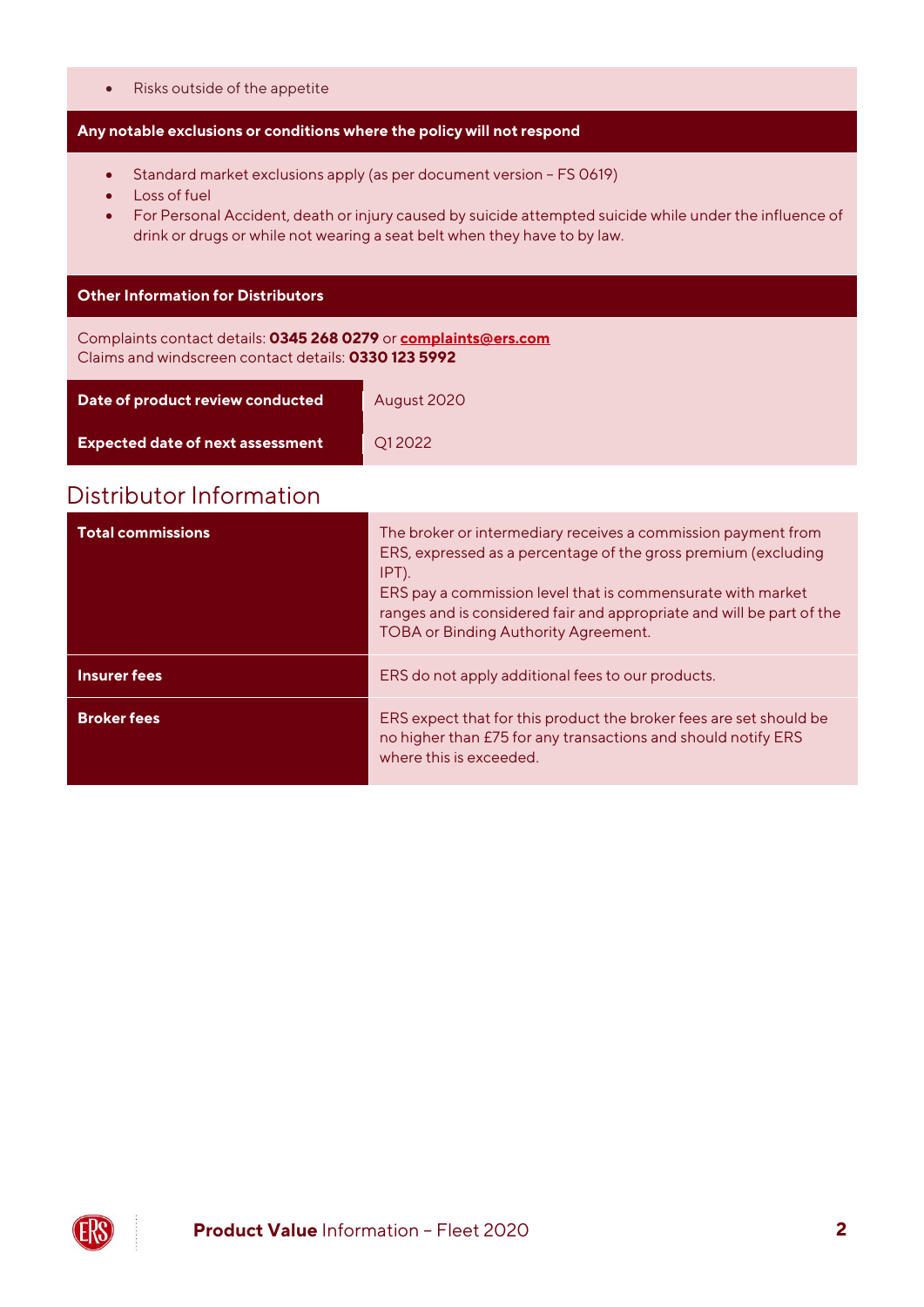- Risks outside of the appetite

**Any notable exclusions or conditions where the policy will not respond**

- Standard market exclusions apply (as per document version – FS 0619)
- Loss of fuel
- For Personal Accident, death or injury caused by suicide attempted suicide while under the influence of drink or drugs or while not wearing a seat belt when they have to by law.

**Other Information for Distributors**

Complaints contact details: **0345 268 0279** or **complaints@ers.com**
Claims and windscreen contact details: **0330 123 5992**

| | |
|---|---|
| **Date of product review conducted** | August 2020 |
| **Expected date of next assessment** | Q1 2022 |

## Distributor Information

| | |
|---|---|
| **Total commissions** | The broker or intermediary receives a commission payment from ERS, expressed as a percentage of the gross premium (excluding IPT).<br>ERS pay a commission level that is commensurate with market ranges and is considered fair and appropriate and will be part of the TOBA or Binding Authority Agreement. |
| **Insurer fees** | ERS do not apply additional fees to our products. |
| **Broker fees** | ERS expect that for this product the broker fees are set should be no higher than £75 for any transactions and should notify ERS where this is exceeded. |